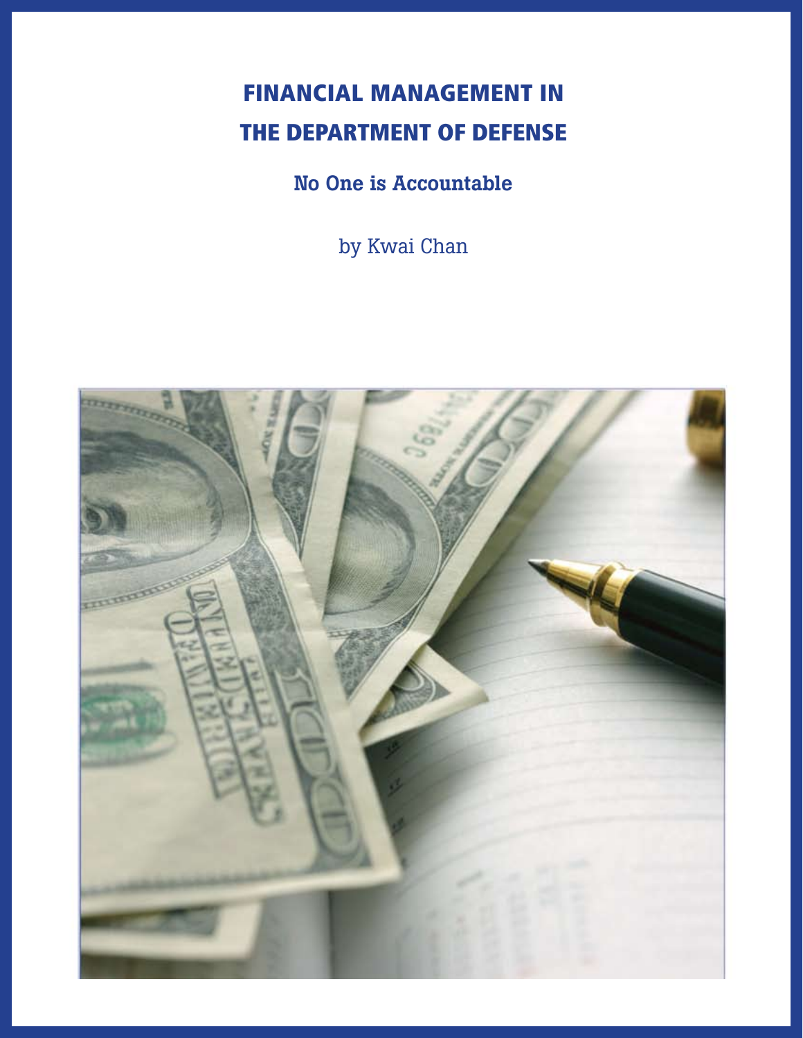# FINANCIAL MANAGEMENT IN THE DEPARTMENT OF DEFENSE

## No One is Accountable

by Kwai Chan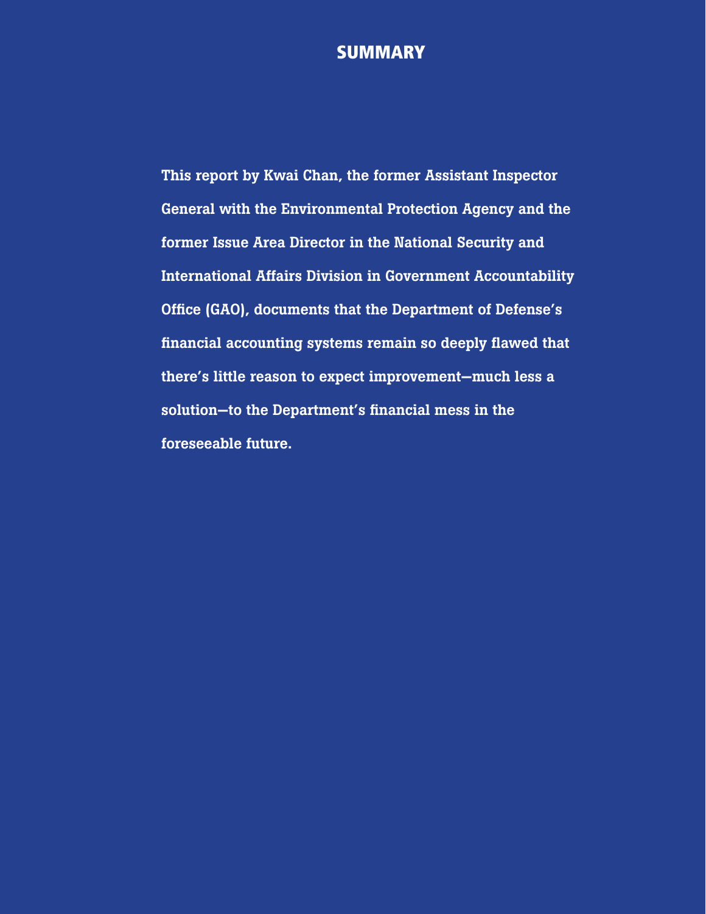## SUMMARY

**This report by Kwai Chan, the former Assistant Inspector General with the Environmental Protection Agency and the former Issue Area Director in the National Security and International Affairs Division in Government Accountability Office (GAO), documents that the Department of Defense's financial accounting systems remain so deeply flawed that there's little reason to expect improvement—much less a solution—to the Department's financial mess in the foreseeable future.**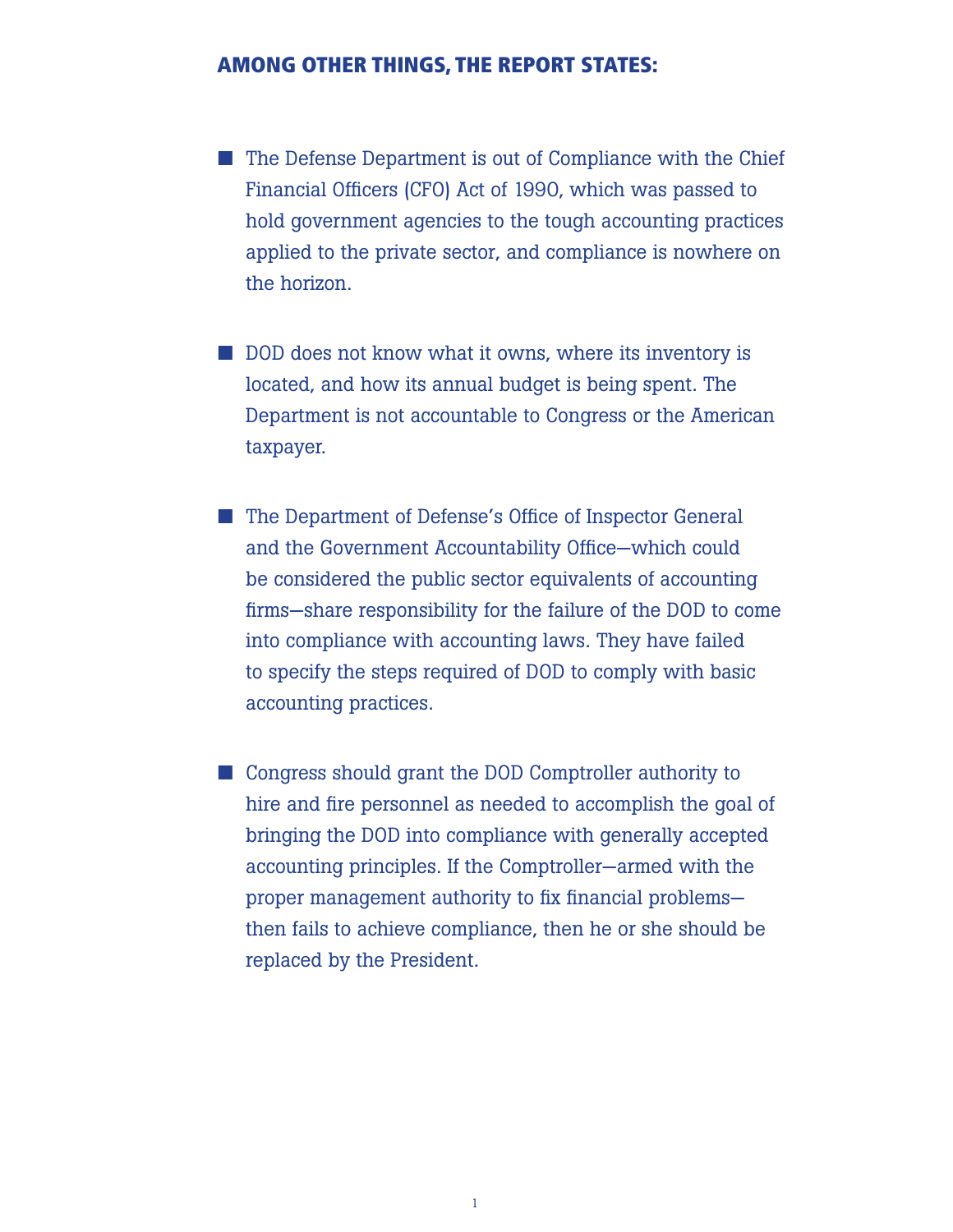## AMONG OTHER THINGS, THE REPORT STATES:

- The Defense Department is out of Compliance with the Chief Financial Officers (CFO) Act of 1990, which was passed to hold government agencies to the tough accounting practices applied to the private sector, and compliance is nowhere on the horizon.

- DOD does not know what it owns, where its inventory is located, and how its annual budget is being spent. The Department is not accountable to Congress or the American taxpayer.

- The Department of Defense's Office of Inspector General and the Government Accountability Office—which could be considered the public sector equivalents of accounting firms—share responsibility for the failure of the DOD to come into compliance with accounting laws. They have failed to specify the steps required of DOD to comply with basic accounting practices.

- Congress should grant the DOD Comptroller authority to hire and fire personnel as needed to accomplish the goal of bringing the DOD into compliance with generally accepted accounting principles. If the Comptroller—armed with the proper management authority to fix financial problems—then fails to achieve compliance, then he or she should be replaced by the President.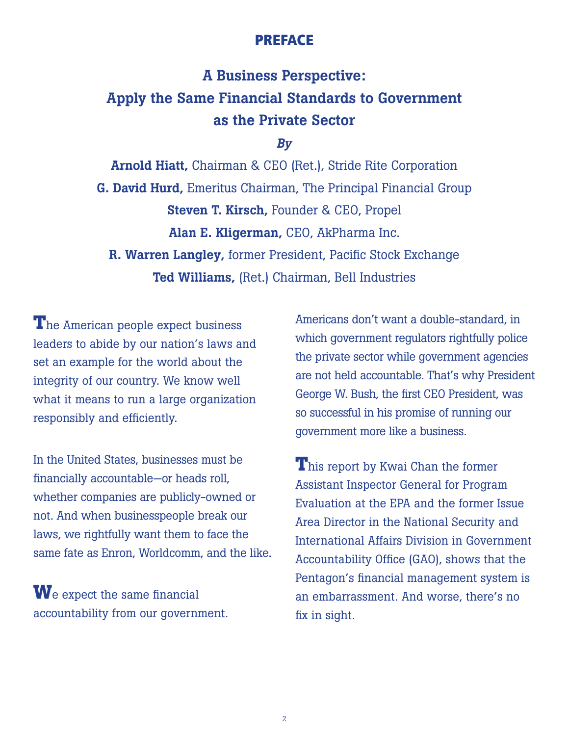# PREFACE

## A Business Perspective: Apply the Same Financial Standards to Government as the Private Sector

*By*

**Arnold Hiatt,** Chairman & CEO (Ret.), Stride Rite Corporation
**G. David Hurd,** Emeritus Chairman, The Principal Financial Group
**Steven T. Kirsch,** Founder & CEO, Propel
**Alan E. Kligerman,** CEO, AkPharma Inc.
**R. Warren Langley,** former President, Pacific Stock Exchange
**Ted Williams,** (Ret.) Chairman, Bell Industries

The American people expect business leaders to abide by our nation's laws and set an example for the world about the integrity of our country. We know well what it means to run a large organization responsibly and efficiently.

In the United States, businesses must be financially accountable—or heads roll, whether companies are publicly-owned or not. And when businesspeople break our laws, we rightfully want them to face the same fate as Enron, Worldcomm, and the like.

We expect the same financial accountability from our government. Americans don't want a double-standard, in which government regulators rightfully police the private sector while government agencies are not held accountable. That's why President George W. Bush, the first CEO President, was so successful in his promise of running our government more like a business.

This report by Kwai Chan the former Assistant Inspector General for Program Evaluation at the EPA and the former Issue Area Director in the National Security and International Affairs Division in Government Accountability Office (GAO), shows that the Pentagon's financial management system is an embarrassment. And worse, there's no fix in sight.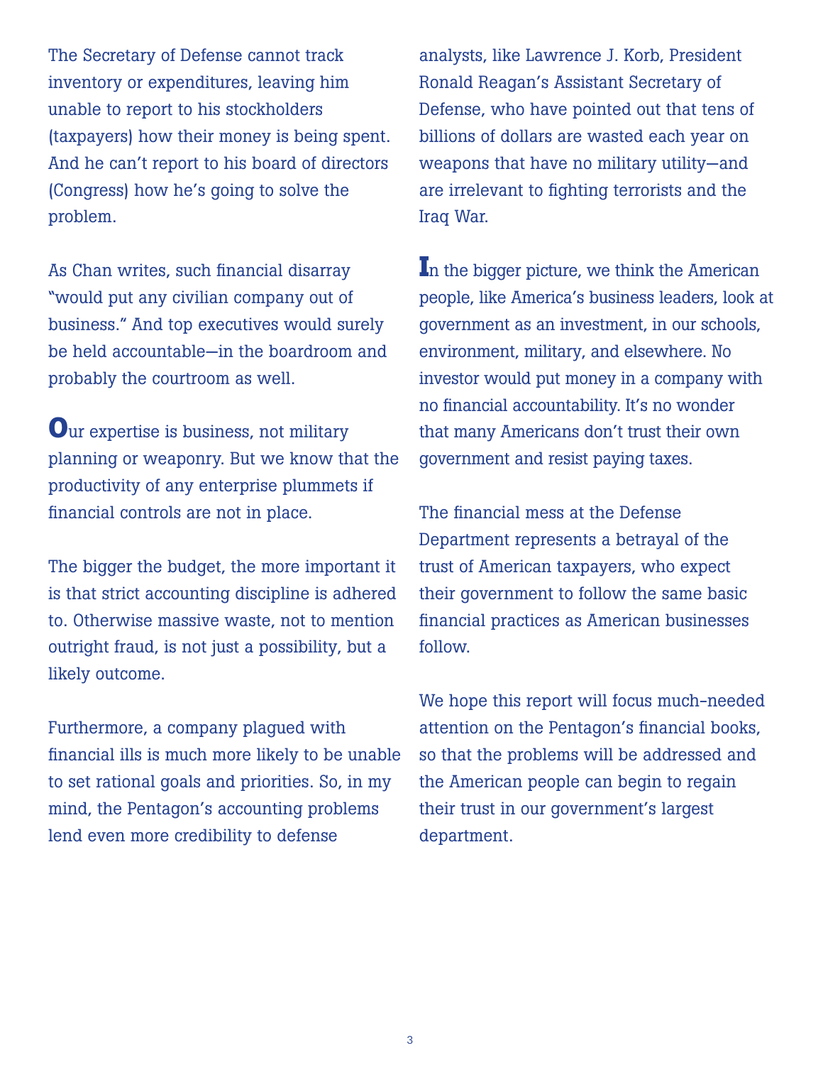The Secretary of Defense cannot track inventory or expenditures, leaving him unable to report to his stockholders (taxpayers) how their money is being spent. And he can't report to his board of directors (Congress) how he's going to solve the problem.

As Chan writes, such financial disarray "would put any civilian company out of business." And top executives would surely be held accountable—in the boardroom and probably the courtroom as well.

**O**ur expertise is business, not military planning or weaponry. But we know that the productivity of any enterprise plummets if financial controls are not in place.

The bigger the budget, the more important it is that strict accounting discipline is adhered to. Otherwise massive waste, not to mention outright fraud, is not just a possibility, but a likely outcome.

Furthermore, a company plagued with financial ills is much more likely to be unable to set rational goals and priorities. So, in my mind, the Pentagon's accounting problems lend even more credibility to defense analysts, like Lawrence J. Korb, President Ronald Reagan's Assistant Secretary of Defense, who have pointed out that tens of billions of dollars are wasted each year on weapons that have no military utility—and are irrelevant to fighting terrorists and the Iraq War.

**I**n the bigger picture, we think the American people, like America's business leaders, look at government as an investment, in our schools, environment, military, and elsewhere. No investor would put money in a company with no financial accountability. It's no wonder that many Americans don't trust their own government and resist paying taxes.

The financial mess at the Defense Department represents a betrayal of the trust of American taxpayers, who expect their government to follow the same basic financial practices as American businesses follow.

We hope this report will focus much-needed attention on the Pentagon's financial books, so that the problems will be addressed and the American people can begin to regain their trust in our government's largest department.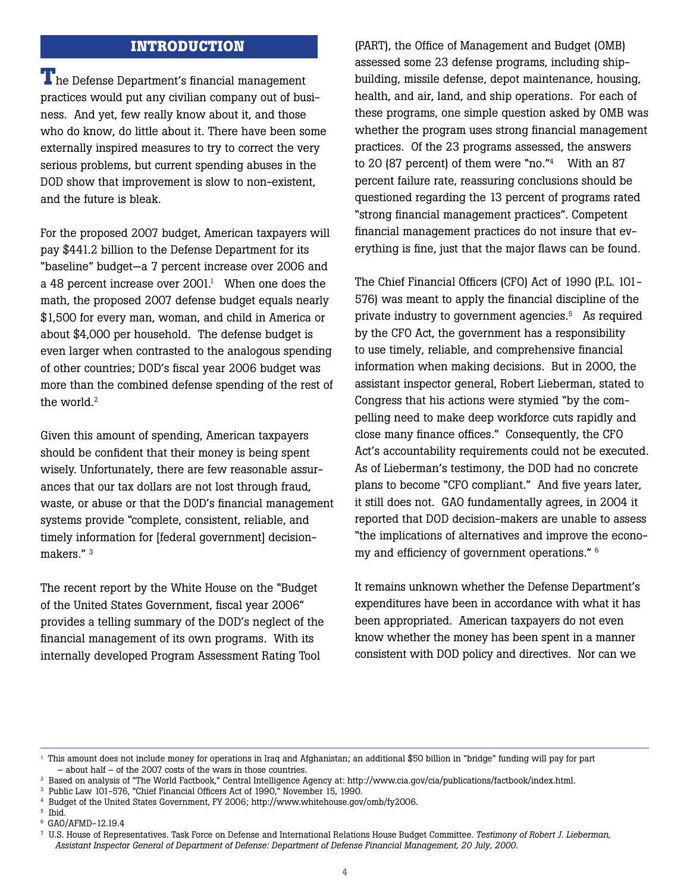## INTRODUCTION

The Defense Department's financial management practices would put any civilian company out of business. And yet, few really know about it, and those who do know, do little about it. There have been some externally inspired measures to try to correct the very serious problems, but current spending abuses in the DOD show that improvement is slow to non-existent, and the future is bleak.

For the proposed 2007 budget, American taxpayers will pay $441.2 billion to the Defense Department for its "baseline" budget—a 7 percent increase over 2006 and a 48 percent increase over 2001.[1] When one does the math, the proposed 2007 defense budget equals nearly $1,500 for every man, woman, and child in America or about $4,000 per household. The defense budget is even larger when contrasted to the analogous spending of other countries; DOD's fiscal year 2006 budget was more than the combined defense spending of the rest of the world.[2]

Given this amount of spending, American taxpayers should be confident that their money is being spent wisely. Unfortunately, there are few reasonable assurances that our tax dollars are not lost through fraud, waste, or abuse or that the DOD's financial management systems provide "complete, consistent, reliable, and timely information for [federal government] decision-makers." [3]

The recent report by the White House on the "Budget of the United States Government, fiscal year 2006" provides a telling summary of the DOD's neglect of the financial management of its own programs. With its internally developed Program Assessment Rating Tool (PART), the Office of Management and Budget (OMB) assessed some 23 defense programs, including shipbuilding, missile defense, depot maintenance, housing, health, and air, land, and ship operations. For each of these programs, one simple question asked by OMB was whether the program uses strong financial management practices. Of the 23 programs assessed, the answers to 20 (87 percent) of them were "no."[4] With an 87 percent failure rate, reassuring conclusions should be questioned regarding the 13 percent of programs rated "strong financial management practices". Competent financial management practices do not insure that everything is fine, just that the major flaws can be found.

The Chief Financial Officers (CFO) Act of 1990 (P.L. 101-576) was meant to apply the financial discipline of the private industry to government agencies.[5] As required by the CFO Act, the government has a responsibility to use timely, reliable, and comprehensive financial information when making decisions. But in 2000, the assistant inspector general, Robert Lieberman, stated to Congress that his actions were stymied "by the compelling need to make deep workforce cuts rapidly and close many finance offices." Consequently, the CFO Act's accountability requirements could not be executed. As of Lieberman's testimony, the DOD had no concrete plans to become "CFO compliant." And five years later, it still does not. GAO fundamentally agrees, in 2004 it reported that DOD decision-makers are unable to assess "the implications of alternatives and improve the economy and efficiency of government operations." [6]

It remains unknown whether the Defense Department's expenditures have been in accordance with what it has been appropriated. American taxpayers do not even know whether the money has been spent in a manner consistent with DOD policy and directives. Nor can we

---

[1] This amount does not include money for operations in Iraq and Afghanistan; an additional $50 billion in "bridge" funding will pay for part – about half – of the 2007 costs of the wars in those countries.

[2] Based on analysis of "The World Factbook," Central Intelligence Agency at: http://www.cia.gov/cia/publications/factbook/index.html.

[3] Public Law 101-576, "Chief Financial Officers Act of 1990," November 15, 1990.

[4] Budget of the United States Government, FY 2006; http://www.whitehouse.gov/omb/fy2006.

[5] Ibid.

[6] GAO/AFMD-12.19.4

[7] U.S. House of Representatives. Task Force on Defense and International Relations House Budget Committee. *Testimony of Robert J. Lieberman, Assistant Inspector General of Department of Defense: Department of Defense Financial Management, 20 July, 2000.*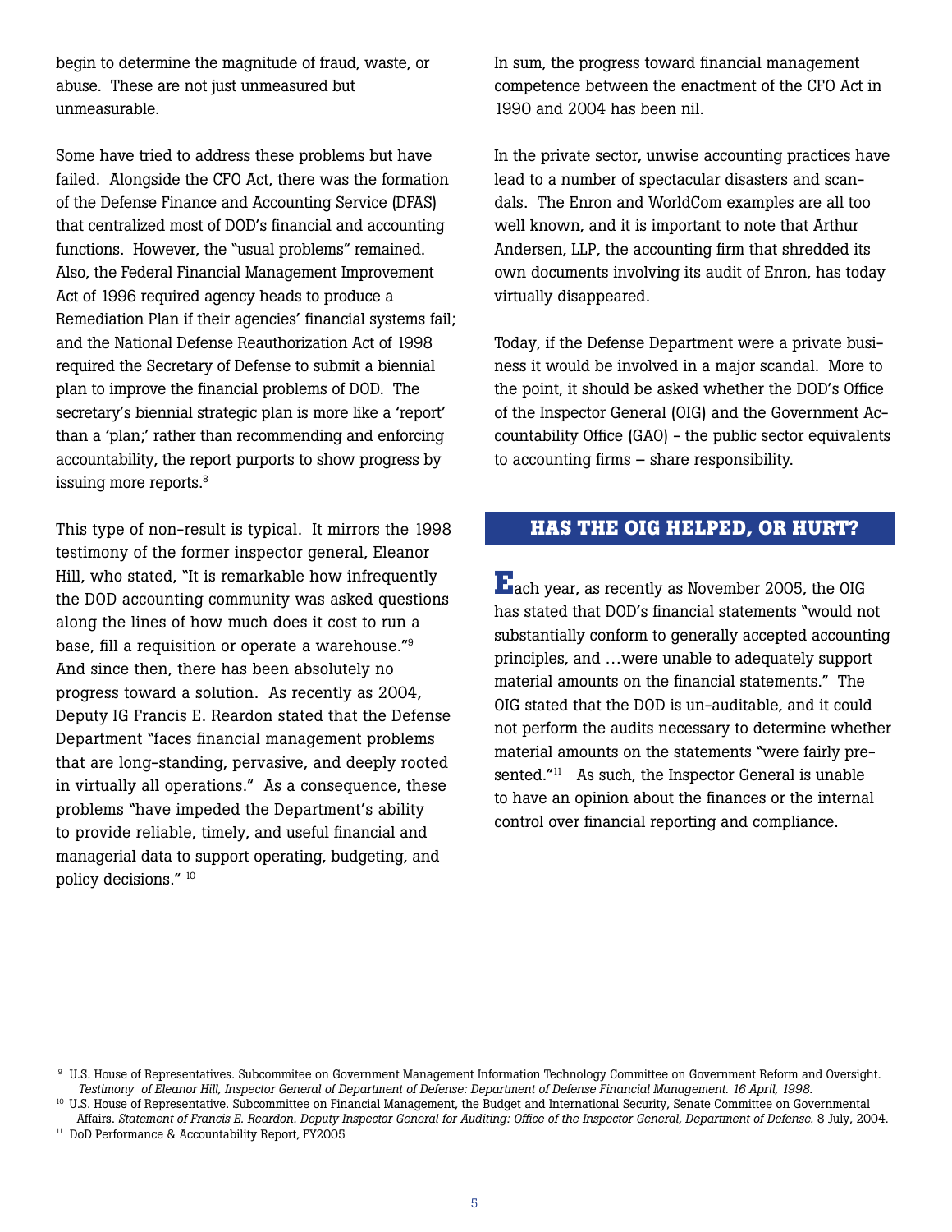begin to determine the magnitude of fraud, waste, or abuse. These are not just unmeasured but unmeasurable.

Some have tried to address these problems but have failed. Alongside the CFO Act, there was the formation of the Defense Finance and Accounting Service (DFAS) that centralized most of DOD's financial and accounting functions. However, the "usual problems" remained. Also, the Federal Financial Management Improvement Act of 1996 required agency heads to produce a Remediation Plan if their agencies' financial systems fail; and the National Defense Reauthorization Act of 1998 required the Secretary of Defense to submit a biennial plan to improve the financial problems of DOD. The secretary's biennial strategic plan is more like a 'report' than a 'plan;' rather than recommending and enforcing accountability, the report purports to show progress by issuing more reports.[8]

This type of non-result is typical. It mirrors the 1998 testimony of the former inspector general, Eleanor Hill, who stated, "It is remarkable how infrequently the DOD accounting community was asked questions along the lines of how much does it cost to run a base, fill a requisition or operate a warehouse."[9] And since then, there has been absolutely no progress toward a solution. As recently as 2004, Deputy IG Francis E. Reardon stated that the Defense Department "faces financial management problems that are long-standing, pervasive, and deeply rooted in virtually all operations." As a consequence, these problems "have impeded the Department's ability to provide reliable, timely, and useful financial and managerial data to support operating, budgeting, and policy decisions." [10]

In sum, the progress toward financial management competence between the enactment of the CFO Act in 1990 and 2004 has been nil.

In the private sector, unwise accounting practices have lead to a number of spectacular disasters and scandals. The Enron and WorldCom examples are all too well known, and it is important to note that Arthur Andersen, LLP, the accounting firm that shredded its own documents involving its audit of Enron, has today virtually disappeared.

Today, if the Defense Department were a private business it would be involved in a major scandal. More to the point, it should be asked whether the DOD's Office of the Inspector General (OIG) and the Government Accountability Office (GAO) - the public sector equivalents to accounting firms – share responsibility.

## HAS THE OIG HELPED, OR HURT?

Each year, as recently as November 2005, the OIG has stated that DOD's financial statements "would not substantially conform to generally accepted accounting principles, and …were unable to adequately support material amounts on the financial statements." The OIG stated that the DOD is un-auditable, and it could not perform the audits necessary to determine whether material amounts on the statements "were fairly presented."[11] As such, the Inspector General is unable to have an opinion about the finances or the internal control over financial reporting and compliance.

---

[9] U.S. House of Representatives. Subcommitee on Government Management Information Technology Committee on Government Reform and Oversight. *Testimony of Eleanor Hill, Inspector General of Department of Defense: Department of Defense Financial Management. 16 April, 1998.*

[10] U.S. House of Representative. Subcommittee on Financial Management, the Budget and International Security, Senate Committee on Governmental Affairs. *Statement of Francis E. Reardon. Deputy Inspector General for Auditing: Office of the Inspector General, Department of Defense.* 8 July, 2004.

[11] DoD Performance & Accountability Report, FY2005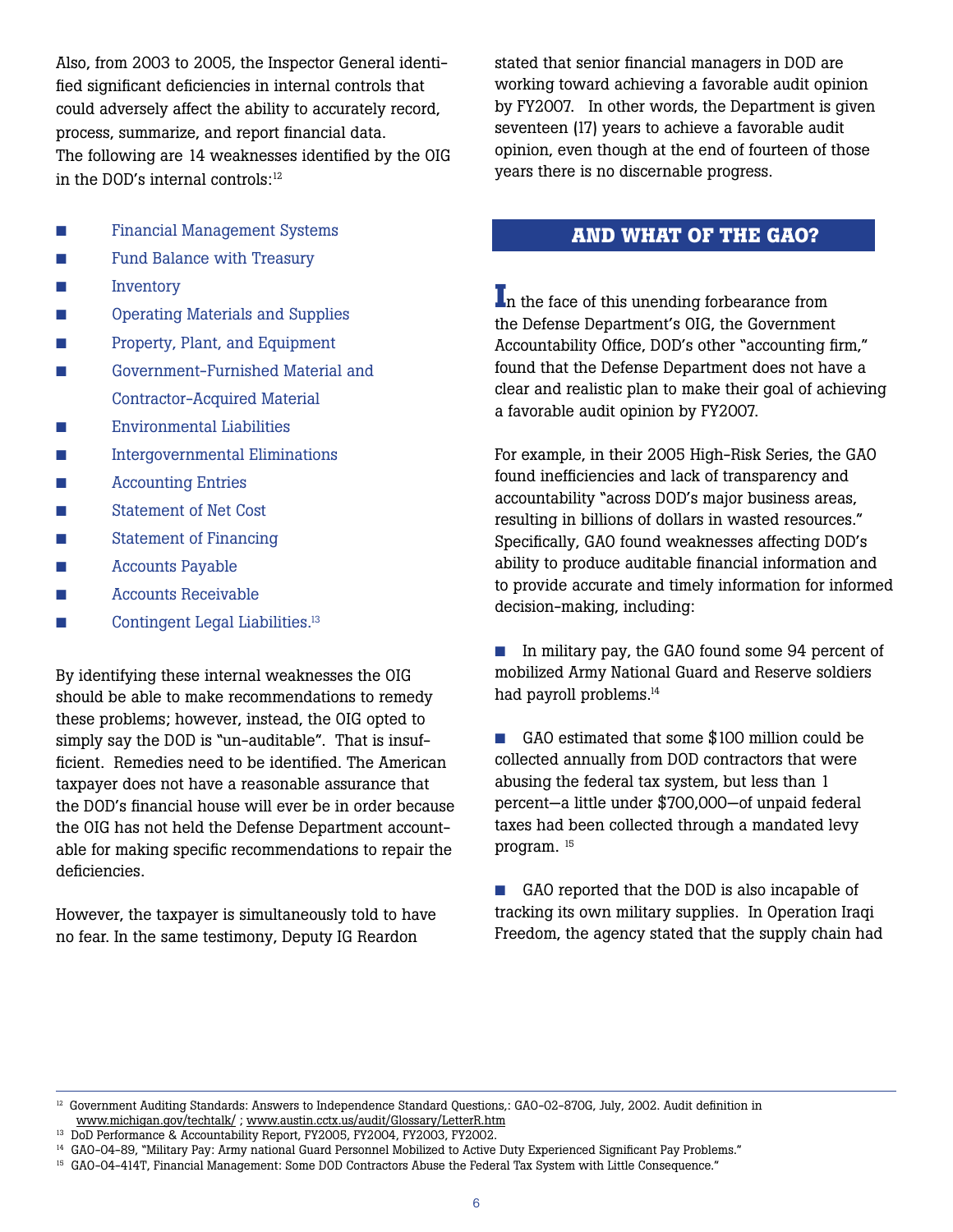Also, from 2003 to 2005, the Inspector General identified significant deficiencies in internal controls that could adversely affect the ability to accurately record, process, summarize, and report financial data. The following are 14 weaknesses identified by the OIG in the DOD's internal controls:[12]

- Financial Management Systems
- Fund Balance with Treasury
- Inventory
- Operating Materials and Supplies
- Property, Plant, and Equipment
- Government-Furnished Material and Contractor-Acquired Material
- Environmental Liabilities
- Intergovernmental Eliminations
- Accounting Entries
- Statement of Net Cost
- Statement of Financing
- Accounts Payable
- Accounts Receivable
- Contingent Legal Liabilities.[13]

By identifying these internal weaknesses the OIG should be able to make recommendations to remedy these problems; however, instead, the OIG opted to simply say the DOD is "un-auditable". That is insufficient. Remedies need to be identified. The American taxpayer does not have a reasonable assurance that the DOD's financial house will ever be in order because the OIG has not held the Defense Department accountable for making specific recommendations to repair the deficiencies.

However, the taxpayer is simultaneously told to have no fear. In the same testimony, Deputy IG Reardon stated that senior financial managers in DOD are working toward achieving a favorable audit opinion by FY2007. In other words, the Department is given seventeen (17) years to achieve a favorable audit opinion, even though at the end of fourteen of those years there is no discernable progress.

## AND WHAT OF THE GAO?

In the face of this unending forbearance from the Defense Department's OIG, the Government Accountability Office, DOD's other "accounting firm," found that the Defense Department does not have a clear and realistic plan to make their goal of achieving a favorable audit opinion by FY2007.

For example, in their 2005 High-Risk Series, the GAO found inefficiencies and lack of transparency and accountability "across DOD's major business areas, resulting in billions of dollars in wasted resources." Specifically, GAO found weaknesses affecting DOD's ability to produce auditable financial information and to provide accurate and timely information for informed decision-making, including:

- In military pay, the GAO found some 94 percent of mobilized Army National Guard and Reserve soldiers had payroll problems.[14]

- GAO estimated that some $100 million could be collected annually from DOD contractors that were abusing the federal tax system, but less than 1 percent—a little under $700,000—of unpaid federal taxes had been collected through a mandated levy program. [15]

- GAO reported that the DOD is also incapable of tracking its own military supplies. In Operation Iraqi Freedom, the agency stated that the supply chain had

---

[12] Government Auditing Standards: Answers to Independence Standard Questions,: GAO-02-870G, July, 2002. Audit definition in www.michigan.gov/techtalk/ ; www.austin.cctx.us/audit/Glossary/LetterR.htm

[13] DoD Performance & Accountability Report, FY2005, FY2004, FY2003, FY2002.

[14] GAO-04-89, "Military Pay: Army national Guard Personnel Mobilized to Active Duty Experienced Significant Pay Problems."

[15] GAO-04-414T, Financial Management: Some DOD Contractors Abuse the Federal Tax System with Little Consequence."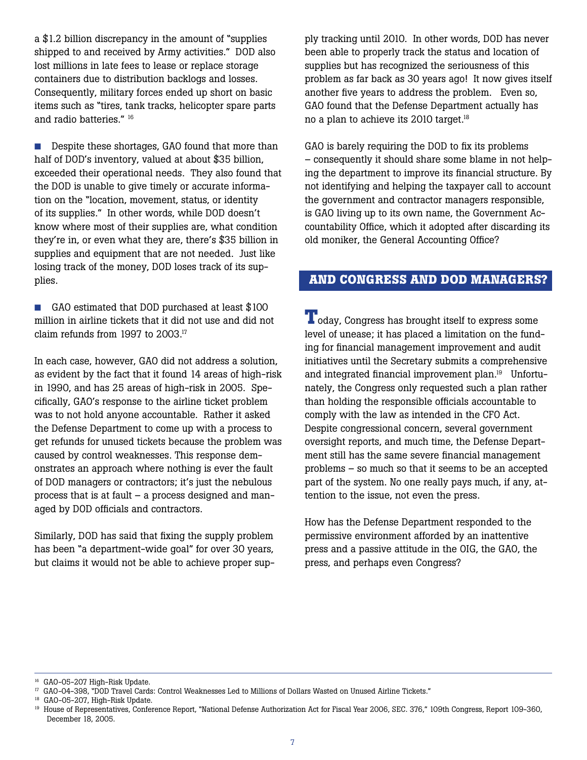a $1.2 billion discrepancy in the amount of "supplies shipped to and received by Army activities." DOD also lost millions in late fees to lease or replace storage containers due to distribution backlogs and losses. Consequently, military forces ended up short on basic items such as "tires, tank tracks, helicopter spare parts and radio batteries." [16]

- Despite these shortages, GAO found that more than half of DOD's inventory, valued at about $35 billion, exceeded their operational needs. They also found that the DOD is unable to give timely or accurate information on the "location, movement, status, or identity of its supplies." In other words, while DOD doesn't know where most of their supplies are, what condition they're in, or even what they are, there's $35 billion in supplies and equipment that are not needed. Just like losing track of the money, DOD loses track of its supplies.

- GAO estimated that DOD purchased at least $100 million in airline tickets that it did not use and did not claim refunds from 1997 to 2003.[17]

In each case, however, GAO did not address a solution, as evident by the fact that it found 14 areas of high-risk in 1990, and has 25 areas of high-risk in 2005. Specifically, GAO's response to the airline ticket problem was to not hold anyone accountable. Rather it asked the Defense Department to come up with a process to get refunds for unused tickets because the problem was caused by control weaknesses. This response demonstrates an approach where nothing is ever the fault of DOD managers or contractors; it's just the nebulous process that is at fault – a process designed and managed by DOD officials and contractors.

Similarly, DOD has said that fixing the supply problem has been "a department-wide goal" for over 30 years, but claims it would not be able to achieve proper supply tracking until 2010. In other words, DOD has never been able to properly track the status and location of supplies but has recognized the seriousness of this problem as far back as 30 years ago! It now gives itself another five years to address the problem. Even so, GAO found that the Defense Department actually has no a plan to achieve its 2010 target.[18]

GAO is barely requiring the DOD to fix its problems – consequently it should share some blame in not helping the department to improve its financial structure. By not identifying and helping the taxpayer call to account the government and contractor managers responsible, is GAO living up to its own name, the Government Accountability Office, which it adopted after discarding its old moniker, the General Accounting Office?

## AND CONGRESS AND DOD MANAGERS?

Today, Congress has brought itself to express some level of unease; it has placed a limitation on the funding for financial management improvement and audit initiatives until the Secretary submits a comprehensive and integrated financial improvement plan.[19] Unfortunately, the Congress only requested such a plan rather than holding the responsible officials accountable to comply with the law as intended in the CFO Act. Despite congressional concern, several government oversight reports, and much time, the Defense Department still has the same severe financial management problems – so much so that it seems to be an accepted part of the system. No one really pays much, if any, attention to the issue, not even the press.

How has the Defense Department responded to the permissive environment afforded by an inattentive press and a passive attitude in the OIG, the GAO, the press, and perhaps even Congress?

---

[16] GAO-05-207 High-Risk Update.

[17] GAO-04-398, "DOD Travel Cards: Control Weaknesses Led to Millions of Dollars Wasted on Unused Airline Tickets."

[18] GAO-05-207, High-Risk Update.

[19] House of Representatives, Conference Report, "National Defense Authorization Act for Fiscal Year 2006, SEC. 376," 109th Congress, Report 109-360, December 18, 2005.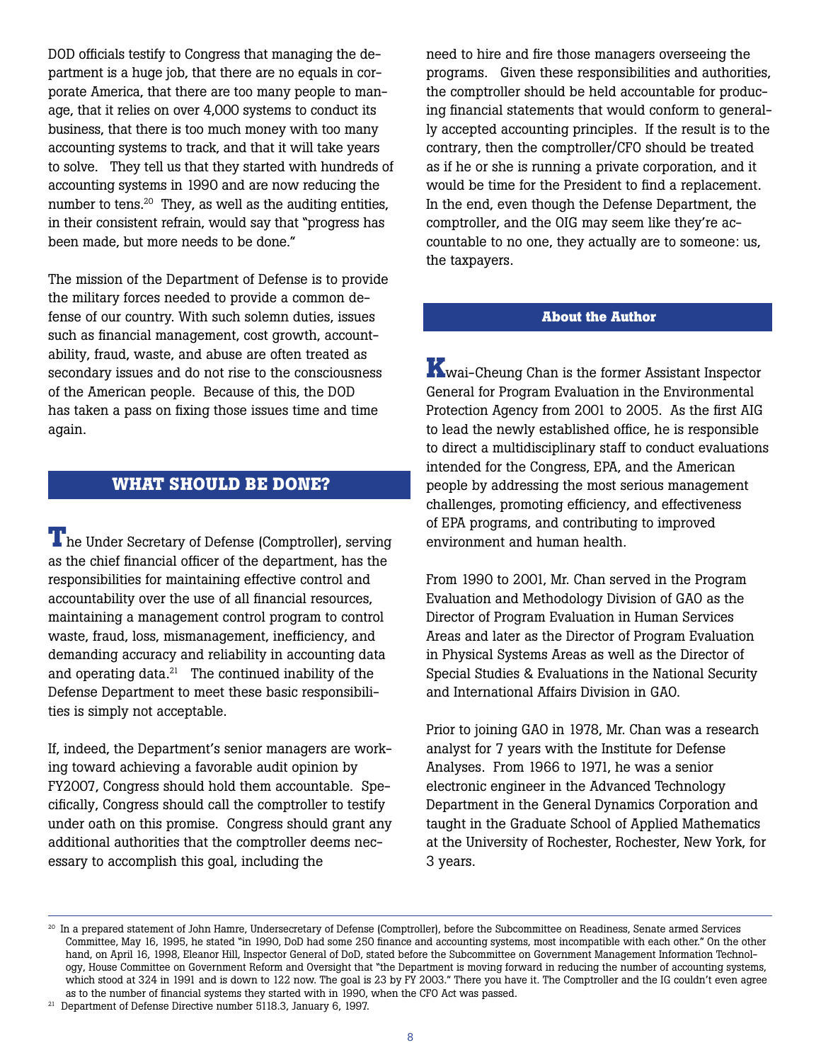DOD officials testify to Congress that managing the department is a huge job, that there are no equals in corporate America, that there are too many people to manage, that it relies on over 4,000 systems to conduct its business, that there is too much money with too many accounting systems to track, and that it will take years to solve. They tell us that they started with hundreds of accounting systems in 1990 and are now reducing the number to tens.[20] They, as well as the auditing entities, in their consistent refrain, would say that "progress has been made, but more needs to be done."

The mission of the Department of Defense is to provide the military forces needed to provide a common defense of our country. With such solemn duties, issues such as financial management, cost growth, accountability, fraud, waste, and abuse are often treated as secondary issues and do not rise to the consciousness of the American people. Because of this, the DOD has taken a pass on fixing those issues time and time again.

## WHAT SHOULD BE DONE?

The Under Secretary of Defense (Comptroller), serving as the chief financial officer of the department, has the responsibilities for maintaining effective control and accountability over the use of all financial resources, maintaining a management control program to control waste, fraud, loss, mismanagement, inefficiency, and demanding accuracy and reliability in accounting data and operating data.[21] The continued inability of the Defense Department to meet these basic responsibilities is simply not acceptable.

If, indeed, the Department's senior managers are working toward achieving a favorable audit opinion by FY2007, Congress should hold them accountable. Specifically, Congress should call the comptroller to testify under oath on this promise. Congress should grant any additional authorities that the comptroller deems necessary to accomplish this goal, including the need to hire and fire those managers overseeing the programs. Given these responsibilities and authorities, the comptroller should be held accountable for producing financial statements that would conform to generally accepted accounting principles. If the result is to the contrary, then the comptroller/CFO should be treated as if he or she is running a private corporation, and it would be time for the President to find a replacement. In the end, even though the Defense Department, the comptroller, and the OIG may seem like they're accountable to no one, they actually are to someone: us, the taxpayers.

### About the Author

Kwai-Cheung Chan is the former Assistant Inspector General for Program Evaluation in the Environmental Protection Agency from 2001 to 2005. As the first AIG to lead the newly established office, he is responsible to direct a multidisciplinary staff to conduct evaluations intended for the Congress, EPA, and the American people by addressing the most serious management challenges, promoting efficiency, and effectiveness of EPA programs, and contributing to improved environment and human health.

From 1990 to 2001, Mr. Chan served in the Program Evaluation and Methodology Division of GAO as the Director of Program Evaluation in Human Services Areas and later as the Director of Program Evaluation in Physical Systems Areas as well as the Director of Special Studies & Evaluations in the National Security and International Affairs Division in GAO.

Prior to joining GAO in 1978, Mr. Chan was a research analyst for 7 years with the Institute for Defense Analyses. From 1966 to 1971, he was a senior electronic engineer in the Advanced Technology Department in the General Dynamics Corporation and taught in the Graduate School of Applied Mathematics at the University of Rochester, Rochester, New York, for 3 years.

---

[20] In a prepared statement of John Hamre, Undersecretary of Defense (Comptroller), before the Subcommittee on Readiness, Senate armed Services Committee, May 16, 1995, he stated "in 1990, DoD had some 250 finance and accounting systems, most incompatible with each other." On the other hand, on April 16, 1998, Eleanor Hill, Inspector General of DoD, stated before the Subcommittee on Government Management Information Technology, House Committee on Government Reform and Oversight that "the Department is moving forward in reducing the number of accounting systems, which stood at 324 in 1991 and is down to 122 now. The goal is 23 by FY 2003." There you have it. The Comptroller and the IG couldn't even agree as to the number of financial systems they started with in 1990, when the CFO Act was passed.

[21] Department of Defense Directive number 5118.3, January 6, 1997.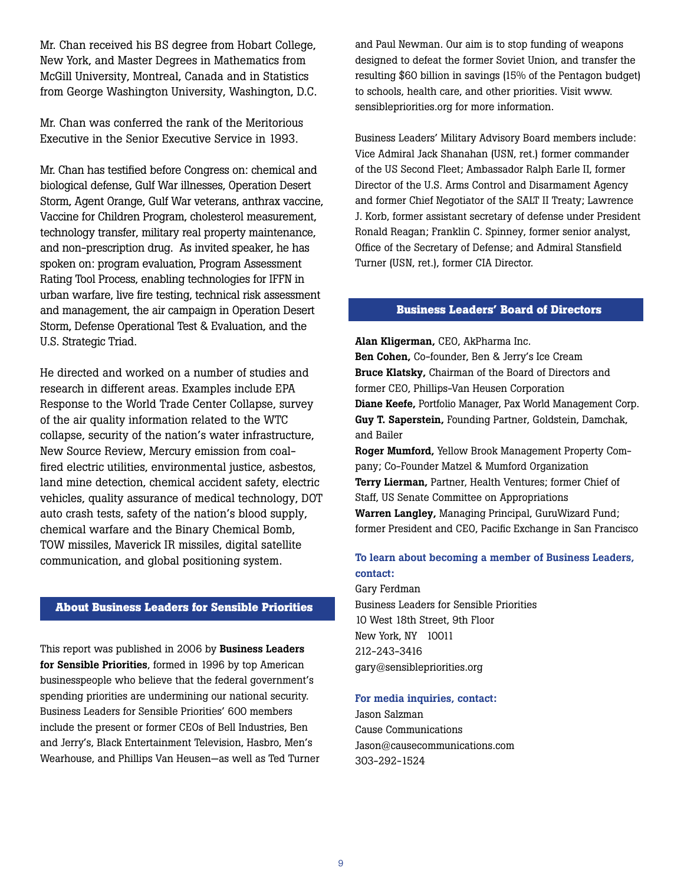Mr. Chan received his BS degree from Hobart College, New York, and Master Degrees in Mathematics from McGill University, Montreal, Canada and in Statistics from George Washington University, Washington, D.C.

Mr. Chan was conferred the rank of the Meritorious Executive in the Senior Executive Service in 1993.

Mr. Chan has testified before Congress on: chemical and biological defense, Gulf War illnesses, Operation Desert Storm, Agent Orange, Gulf War veterans, anthrax vaccine, Vaccine for Children Program, cholesterol measurement, technology transfer, military real property maintenance, and non-prescription drug. As invited speaker, he has spoken on: program evaluation, Program Assessment Rating Tool Process, enabling technologies for IFFN in urban warfare, live fire testing, technical risk assessment and management, the air campaign in Operation Desert Storm, Defense Operational Test & Evaluation, and the U.S. Strategic Triad.

He directed and worked on a number of studies and research in different areas. Examples include EPA Response to the World Trade Center Collapse, survey of the air quality information related to the WTC collapse, security of the nation's water infrastructure, New Source Review, Mercury emission from coal-fired electric utilities, environmental justice, asbestos, land mine detection, chemical accident safety, electric vehicles, quality assurance of medical technology, DOT auto crash tests, safety of the nation's blood supply, chemical warfare and the Binary Chemical Bomb, TOW missiles, Maverick IR missiles, digital satellite communication, and global positioning system.

## About Business Leaders for Sensible Priorities

This report was published in 2006 by **Business Leaders for Sensible Priorities**, formed in 1996 by top American businesspeople who believe that the federal government's spending priorities are undermining our national security. Business Leaders for Sensible Priorities' 600 members include the present or former CEOs of Bell Industries, Ben and Jerry's, Black Entertainment Television, Hasbro, Men's Wearhouse, and Phillips Van Heusen—as well as Ted Turner and Paul Newman. Our aim is to stop funding of weapons designed to defeat the former Soviet Union, and transfer the resulting $60 billion in savings (15% of the Pentagon budget) to schools, health care, and other priorities. Visit www.sensiblepriorities.org for more information.

Business Leaders' Military Advisory Board members include: Vice Admiral Jack Shanahan (USN, ret.) former commander of the US Second Fleet; Ambassador Ralph Earle II, former Director of the U.S. Arms Control and Disarmament Agency and former Chief Negotiator of the SALT II Treaty; Lawrence J. Korb, former assistant secretary of defense under President Ronald Reagan; Franklin C. Spinney, former senior analyst, Office of the Secretary of Defense; and Admiral Stansfield Turner (USN, ret.), former CIA Director.

## Business Leaders' Board of Directors

**Alan Kligerman,** CEO, AkPharma Inc.
**Ben Cohen,** Co-founder, Ben & Jerry's Ice Cream
**Bruce Klatsky,** Chairman of the Board of Directors and former CEO, Phillips-Van Heusen Corporation
**Diane Keefe,** Portfolio Manager, Pax World Management Corp.
**Guy T. Saperstein,** Founding Partner, Goldstein, Damchak, and Bailer
**Roger Mumford,** Yellow Brook Management Property Company; Co-Founder Matzel & Mumford Organization
**Terry Lierman,** Partner, Health Ventures; former Chief of Staff, US Senate Committee on Appropriations
**Warren Langley,** Managing Principal, GuruWizard Fund; former President and CEO, Pacific Exchange in San Francisco

**To learn about becoming a member of Business Leaders, contact:**

Gary Ferdman
Business Leaders for Sensible Priorities
10 West 18th Street, 9th Floor
New York, NY 10011
212-243-3416
gary@sensiblepriorities.org

**For media inquiries, contact:**

Jason Salzman
Cause Communications
Jason@causecommunications.com
303-292-1524